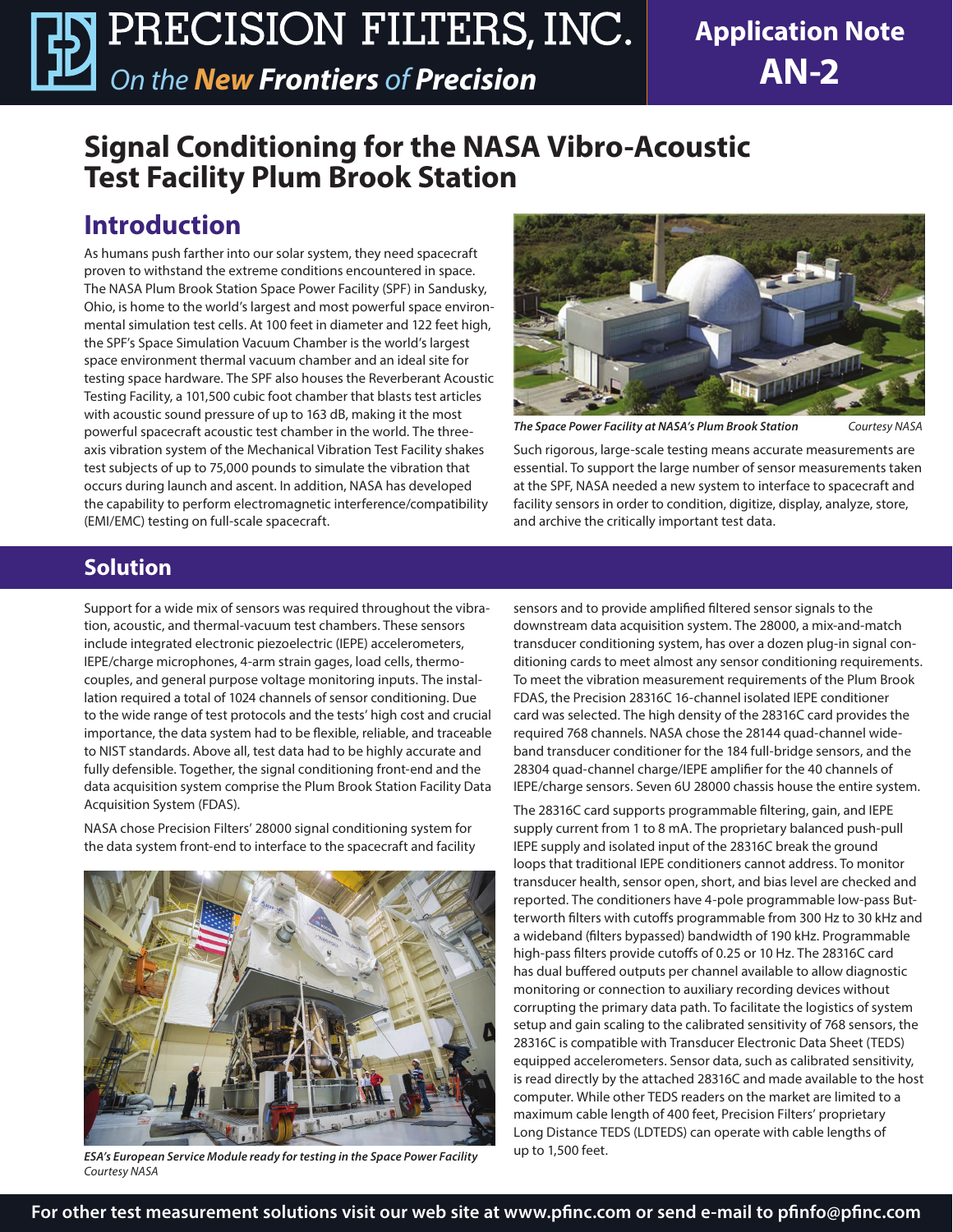# Signal Conditioning for the NASA Vibro-Acoustic Test Facility Plum Brook Station

## Introduction

As humans push farther into our solar system, they need spacecraft proven to withstand the extreme conditions encountered in space. The NASA Plum Brook Station Space Power Facility (SPF) in Sandusky, Ohio, is home to the world's largest and most powerful space environmental simulation test cells. At 100 feet in diameter and 122 feet high, the SPF's Space Simulation Vacuum Chamber is the world's largest space environment thermal vacuum chamber and an ideal site for testing space hardware. The SPF also houses the Reverberant Acoustic Testing Facility, a 101,500 cubic foot chamber that blasts test articles with acoustic sound pressure of up to 163 dB, making it the most powerful spacecraft acoustic test chamber in the world. The three-axis vibration system of the Mechanical Vibration Test Facility shakes test subjects of up to 75,000 pounds to simulate the vibration that occurs during launch and ascent. In addition, NASA has developed the capability to perform electromagnetic interference/compatibility (EMI/EMC) testing on full-scale spacecraft.

***The Space Power Facility at NASA's Plum Brook Station*** *Courtesy NASA*

Such rigorous, large-scale testing means accurate measurements are essential. To support the large number of sensor measurements taken at the SPF, NASA needed a new system to interface to spacecraft and facility sensors in order to condition, digitize, display, analyze, store, and archive the critically important test data.

## Solution

Support for a wide mix of sensors was required throughout the vibration, acoustic, and thermal-vacuum test chambers. These sensors include integrated electronic piezoelectric (IEPE) accelerometers, IEPE/charge microphones, 4-arm strain gages, load cells, thermocouples, and general purpose voltage monitoring inputs. The installation required a total of 1024 channels of sensor conditioning. Due to the wide range of test protocols and the tests' high cost and crucial importance, the data system had to be flexible, reliable, and traceable to NIST standards. Above all, test data had to be highly accurate and fully defensible. Together, the signal conditioning front-end and the data acquisition system comprise the Plum Brook Station Facility Data Acquisition System (FDAS).

NASA chose Precision Filters' 28000 signal conditioning system for the data system front-end to interface to the spacecraft and facility sensors and to provide amplified filtered sensor signals to the downstream data acquisition system. The 28000, a mix-and-match transducer conditioning system, has over a dozen plug-in signal conditioning cards to meet almost any sensor conditioning requirements. To meet the vibration measurement requirements of the Plum Brook FDAS, the Precision 28316C 16-channel isolated IEPE conditioner card was selected. The high density of the 28316C card provides the required 768 channels. NASA chose the 28144 quad-channel wideband transducer conditioner for the 184 full-bridge sensors, and the 28304 quad-channel charge/IEPE amplifier for the 40 channels of IEPE/charge sensors. Seven 6U 28000 chassis house the entire system.

***ESA's European Service Module ready for testing in the Space Power Facility***
*Courtesy NASA*

The 28316C card supports programmable filtering, gain, and IEPE supply current from 1 to 8 mA. The proprietary balanced push-pull IEPE supply and isolated input of the 28316C break the ground loops that traditional IEPE conditioners cannot address. To monitor transducer health, sensor open, short, and bias level are checked and reported. The conditioners have 4-pole programmable low-pass Butterworth filters with cutoffs programmable from 300 Hz to 30 kHz and a wideband (filters bypassed) bandwidth of 190 kHz. Programmable high-pass filters provide cutoffs of 0.25 or 10 Hz. The 28316C card has dual buffered outputs per channel available to allow diagnostic monitoring or connection to auxiliary recording devices without corrupting the primary data path. To facilitate the logistics of system setup and gain scaling to the calibrated sensitivity of 768 sensors, the 28316C is compatible with Transducer Electronic Data Sheet (TEDS) equipped accelerometers. Sensor data, such as calibrated sensitivity, is read directly by the attached 28316C and made available to the host computer. While other TEDS readers on the market are limited to a maximum cable length of 400 feet, Precision Filters' proprietary Long Distance TEDS (LDTEDS) can operate with cable lengths of up to 1,500 feet.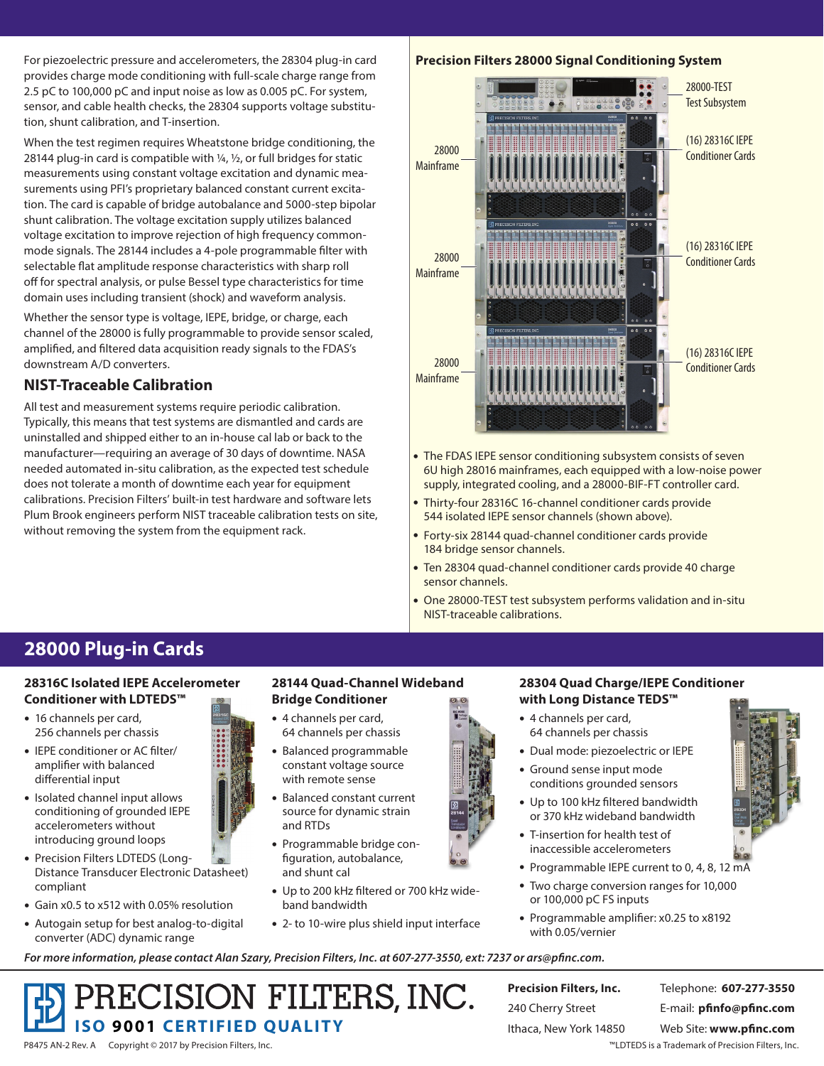For piezoelectric pressure and accelerometers, the 28304 plug-in card provides charge mode conditioning with full-scale charge range from 2.5 pC to 100,000 pC and input noise as low as 0.005 pC. For system, sensor, and cable health checks, the 28304 supports voltage substitution, shunt calibration, and T-insertion.

When the test regimen requires Wheatstone bridge conditioning, the 28144 plug-in card is compatible with ¼, ½, or full bridges for static measurements using constant voltage excitation and dynamic measurements using PFI's proprietary balanced constant current excitation. The card is capable of bridge autobalance and 5000-step bipolar shunt calibration. The voltage excitation supply utilizes balanced voltage excitation to improve rejection of high frequency common-mode signals. The 28144 includes a 4-pole programmable filter with selectable flat amplitude response characteristics with sharp roll off for spectral analysis, or pulse Bessel type characteristics for time domain uses including transient (shock) and waveform analysis.

Whether the sensor type is voltage, IEPE, bridge, or charge, each channel of the 28000 is fully programmable to provide sensor scaled, amplified, and filtered data acquisition ready signals to the FDAS's downstream A/D converters.

## NIST-Traceable Calibration

All test and measurement systems require periodic calibration. Typically, this means that test systems are dismantled and cards are uninstalled and shipped either to an in-house cal lab or back to the manufacturer—requiring an average of 30 days of downtime. NASA needed automated in-situ calibration, as the expected test schedule does not tolerate a month of downtime each year for equipment calibrations. Precision Filters' built-in test hardware and software lets Plum Brook engineers perform NIST traceable calibration tests on site, without removing the system from the equipment rack.

**Precision Filters 28000 Signal Conditioning System**

28000-TEST Test Subsystem

28000 Mainframe

(16) 28316C IEPE Conditioner Cards

28000 Mainframe

(16) 28316C IEPE Conditioner Cards

28000 Mainframe

(16) 28316C IEPE Conditioner Cards

- The FDAS IEPE sensor conditioning subsystem consists of seven 6U high 28016 mainframes, each equipped with a low-noise power supply, integrated cooling, and a 28000-BIF-FT controller card.
- Thirty-four 28316C 16-channel conditioner cards provide 544 isolated IEPE sensor channels (shown above).
- Forty-six 28144 quad-channel conditioner cards provide 184 bridge sensor channels.
- Ten 28304 quad-channel conditioner cards provide 40 charge sensor channels.
- One 28000-TEST test subsystem performs validation and in-situ NIST-traceable calibrations.

## 28000 Plug-in Cards

### 28316C Isolated IEPE Accelerometer Conditioner with LDTEDS™

- 16 channels per card, 256 channels per chassis
- IEPE conditioner or AC filter/amplifier with balanced differential input
- Isolated channel input allows conditioning of grounded IEPE accelerometers without introducing ground loops
- Precision Filters LDTEDS (Long-Distance Transducer Electronic Datasheet) compliant
- Gain x0.5 to x512 with 0.05% resolution
- Autogain setup for best analog-to-digital converter (ADC) dynamic range

### 28144 Quad-Channel Wideband Bridge Conditioner

- 4 channels per card, 64 channels per chassis
- Balanced programmable constant voltage source with remote sense
- Balanced constant current source for dynamic strain and RTDs
- Programmable bridge configuration, autobalance, and shunt cal
- Up to 200 kHz filtered or 700 kHz wideband bandwidth
- 2- to 10-wire plus shield input interface

### 28304 Quad Charge/IEPE Conditioner with Long Distance TEDS™

- 4 channels per card, 64 channels per chassis
- Dual mode: piezoelectric or IEPE
- Ground sense input mode conditions grounded sensors
- Up to 100 kHz filtered bandwidth or 370 kHz wideband bandwidth
- T-insertion for health test of inaccessible accelerometers
- Programmable IEPE current to 0, 4, 8, 12 mA
- Two charge conversion ranges for 10,000 or 100,000 pC FS inputs
- Programmable amplifier: x0.25 to x8192 with 0.05/vernier

*For more information, please contact Alan Szary, Precision Filters, Inc. at 607-277-3550, ext: 7237 or ars@pfinc.com.*

**PRECISION FILTERS, INC.**
**ISO 9001 CERTIFIED QUALITY**

**Precision Filters, Inc.**
240 Cherry Street
Ithaca, New York 14850

Telephone: **607-277-3550**
E-mail: **pfinfo@pfinc.com**
Web Site: **www.pfinc.com**

P8475 AN-2 Rev. A Copyright © 2017 by Precision Filters, Inc.

™LDTEDS is a Trademark of Precision Filters, Inc.